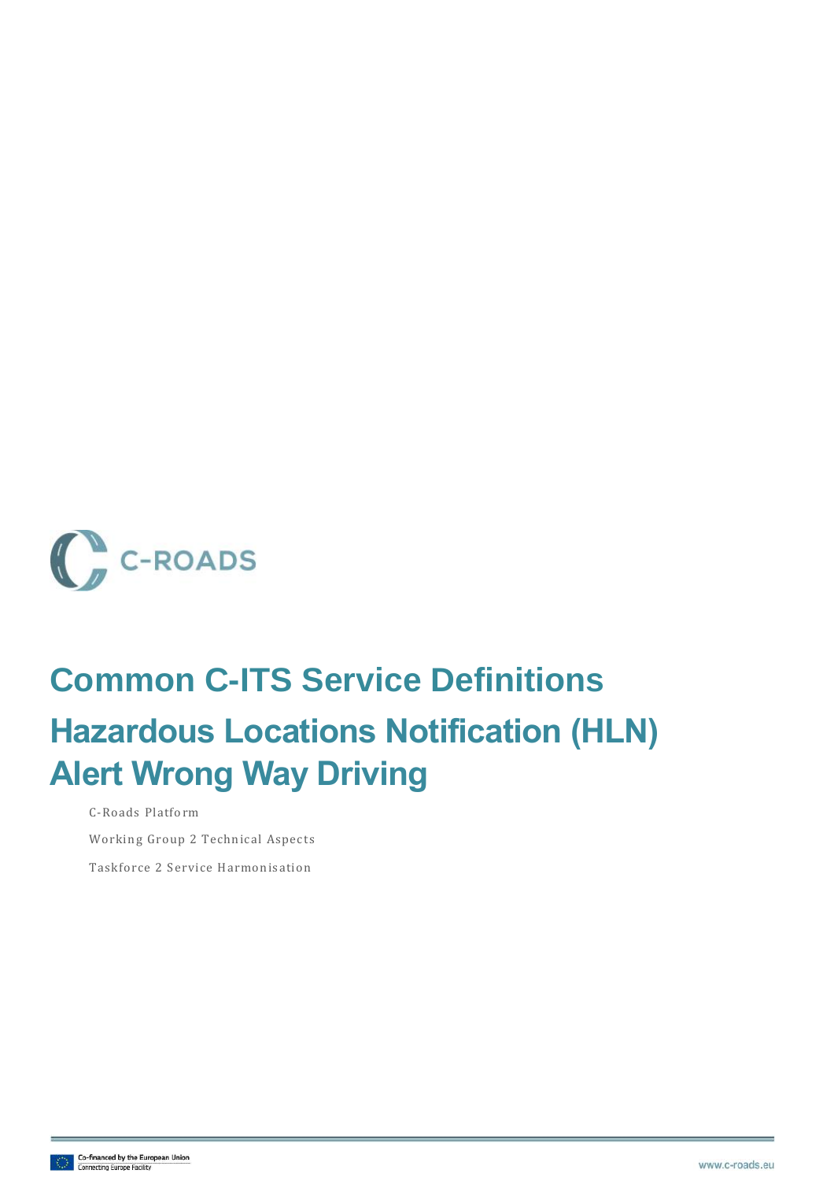C-ROADS

# Common C-ITS Service Definitions

# Hazardous Locations Notification (HLN) Alert Wrong Way Driving

C-Roads Platform

Working Group 2 Technical Aspects

Taskforce 2 Service Harmonisation

Co-financed by the European Union
Connecting Europe Facility

www.c-roads.eu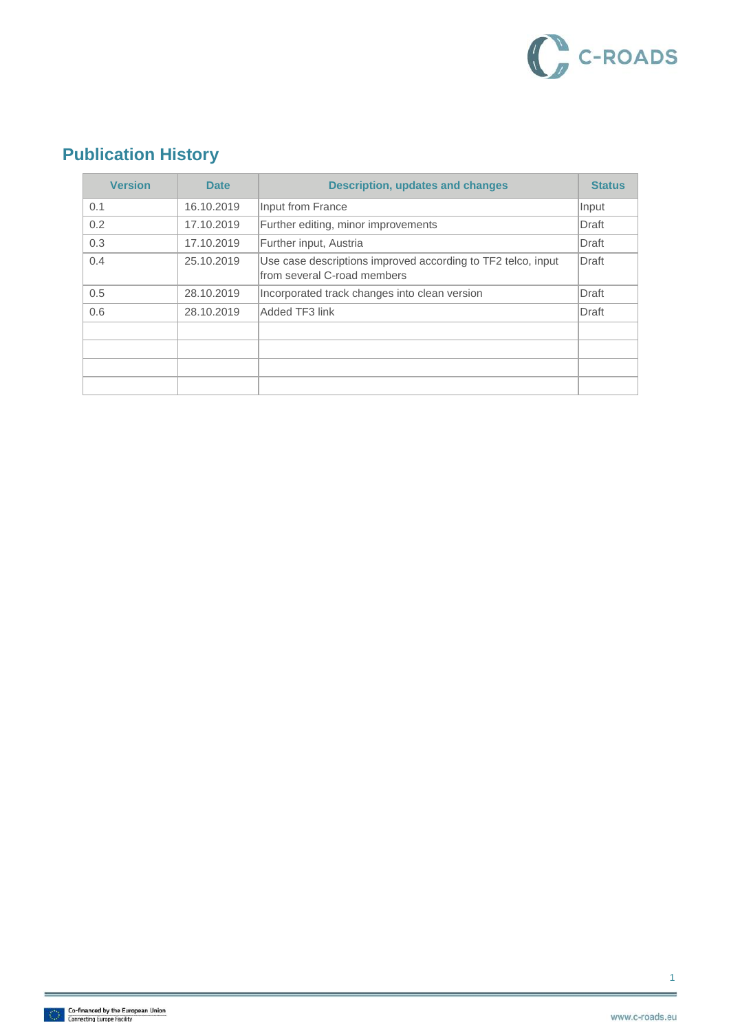## Publication History

| Version | Date | Description, updates and changes | Status |
|---|---|---|---|
| 0.1 | 16.10.2019 | Input from France | Input |
| 0.2 | 17.10.2019 | Further editing, minor improvements | Draft |
| 0.3 | 17.10.2019 | Further input, Austria | Draft |
| 0.4 | 25.10.2019 | Use case descriptions improved according to TF2 telco, input from several C-road members | Draft |
| 0.5 | 28.10.2019 | Incorporated track changes into clean version | Draft |
| 0.6 | 28.10.2019 | Added TF3 link | Draft |
| | | | |
| | | | |
| | | | |
| | | | |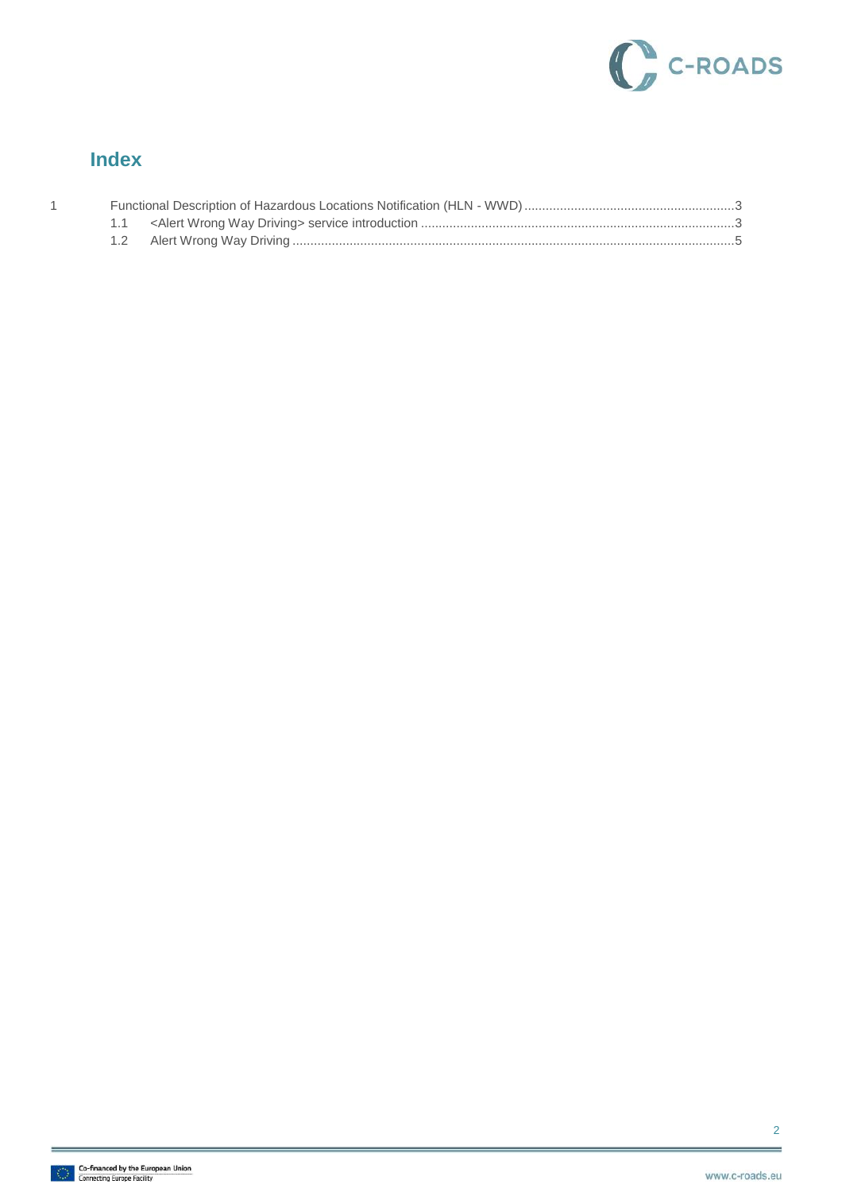# Index

1 Functional Description of Hazardous Locations Notification (HLN - WWD) ....................3

1.1 <Alert Wrong Way Driving> service introduction ....................3

1.2 Alert Wrong Way Driving ....................5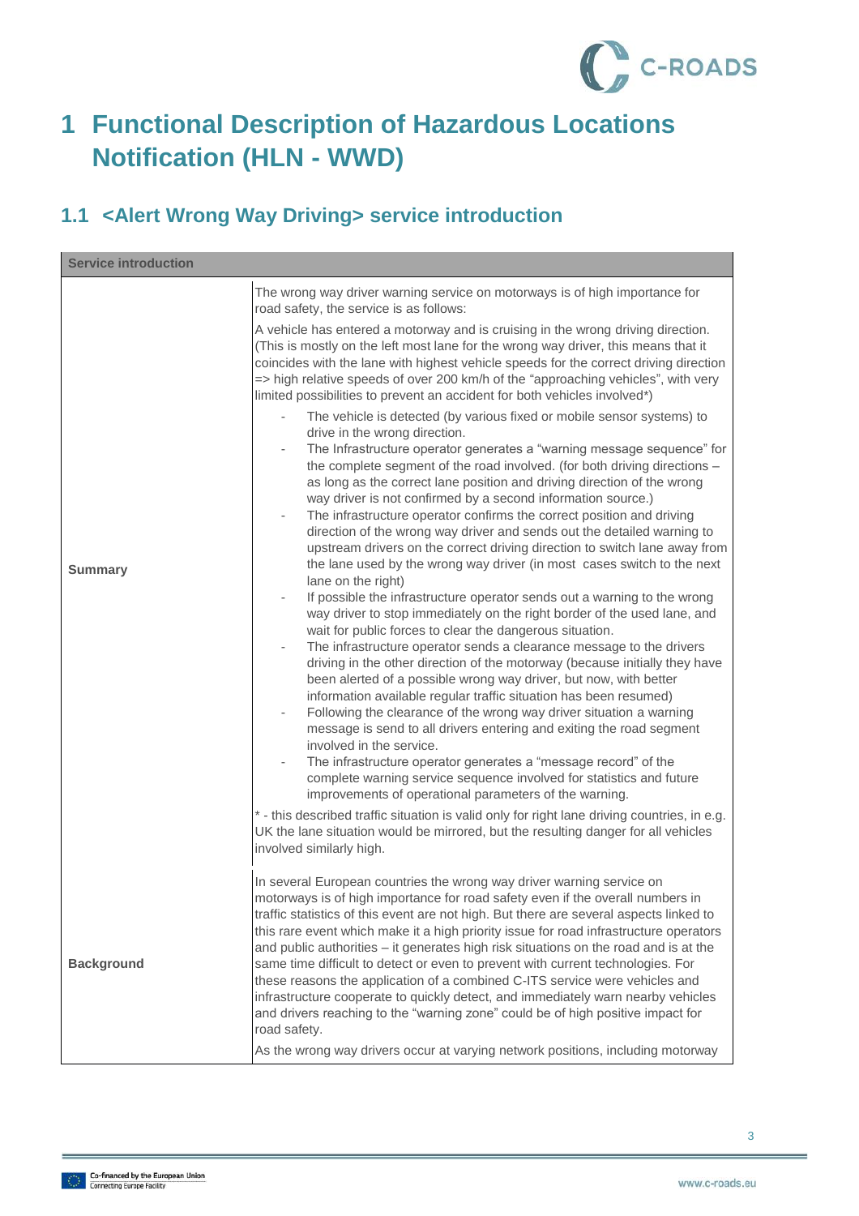# 1 Functional Description of Hazardous Locations Notification (HLN - WWD)

## 1.1 <Alert Wrong Way Driving> service introduction

| Service introduction | |
|---|---|
| **Summary** | The wrong way driver warning service on motorways is of high importance for road safety, the service is as follows:<br><br>A vehicle has entered a motorway and is cruising in the wrong driving direction. (This is mostly on the left most lane for the wrong way driver, this means that it coincides with the lane with highest vehicle speeds for the correct driving direction => high relative speeds of over 200 km/h of the "approaching vehicles", with very limited possibilities to prevent an accident for both vehicles involved*)<br><br>- The vehicle is detected (by various fixed or mobile sensor systems) to drive in the wrong direction.<br>- The Infrastructure operator generates a "warning message sequence" for the complete segment of the road involved. (for both driving directions – as long as the correct lane position and driving direction of the wrong way driver is not confirmed by a second information source.)<br>- The infrastructure operator confirms the correct position and driving direction of the wrong way driver and sends out the detailed warning to upstream drivers on the correct driving direction to switch lane away from the lane used by the wrong way driver (in most cases switch to the next lane on the right)<br>- If possible the infrastructure operator sends out a warning to the wrong way driver to stop immediately on the right border of the used lane, and wait for public forces to clear the dangerous situation.<br>- The infrastructure operator sends a clearance message to the drivers driving in the other direction of the motorway (because initially they have been alerted of a possible wrong way driver, but now, with better information available regular traffic situation has been resumed)<br>- Following the clearance of the wrong way driver situation a warning message is send to all drivers entering and exiting the road segment involved in the service.<br>- The infrastructure operator generates a "message record" of the complete warning service sequence involved for statistics and future improvements of operational parameters of the warning.<br><br>* - this described traffic situation is valid only for right lane driving countries, in e.g. UK the lane situation would be mirrored, but the resulting danger for all vehicles involved similarly high. |
| **Background** | In several European countries the wrong way driver warning service on motorways is of high importance for road safety even if the overall numbers in traffic statistics of this event are not high. But there are several aspects linked to this rare event which make it a high priority issue for road infrastructure operators and public authorities – it generates high risk situations on the road and is at the same time difficult to detect or even to prevent with current technologies. For these reasons the application of a combined C-ITS service were vehicles and infrastructure cooperate to quickly detect, and immediately warn nearby vehicles and drivers reaching to the "warning zone" could be of high positive impact for road safety.<br><br>As the wrong way drivers occur at varying network positions, including motorway |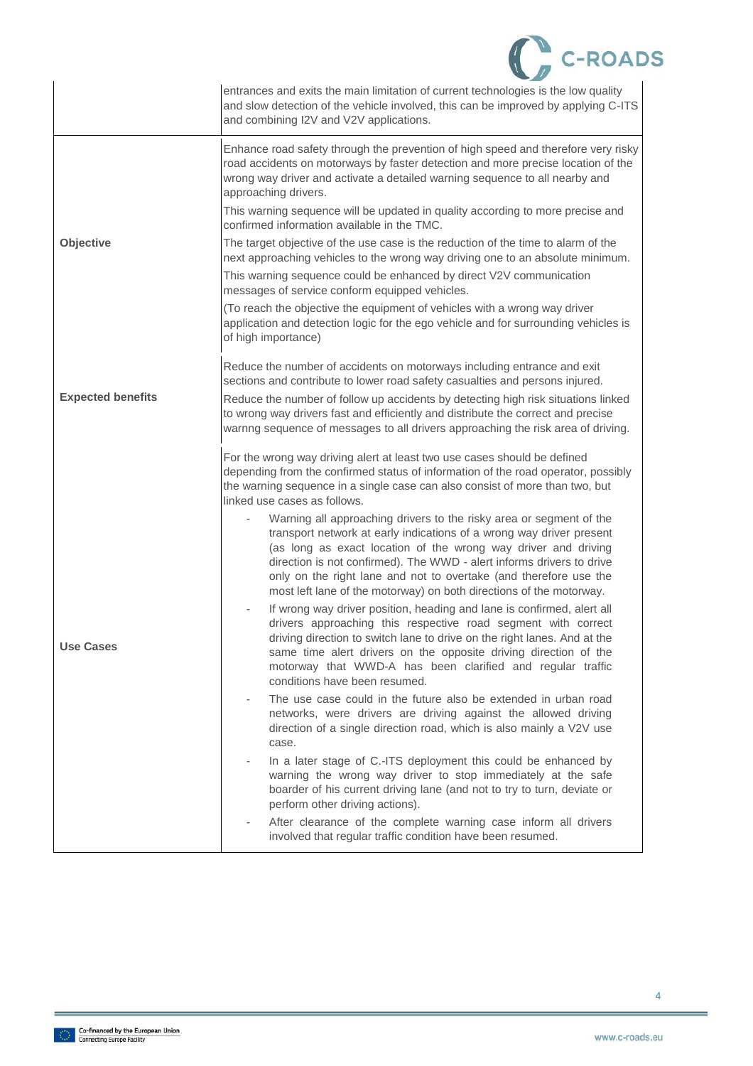| | |
|---|---|
| | entrances and exits the main limitation of current technologies is the low quality and slow detection of the vehicle involved, this can be improved by applying C-ITS and combining I2V and V2V applications. |
| **Objective** | Enhance road safety through the prevention of high speed and therefore very risky road accidents on motorways by faster detection and more precise location of the wrong way driver and activate a detailed warning sequence to all nearby and approaching drivers.<br><br>This warning sequence will be updated in quality according to more precise and confirmed information available in the TMC.<br><br>The target objective of the use case is the reduction of the time to alarm of the next approaching vehicles to the wrong way driving one to an absolute minimum.<br><br>This warning sequence could be enhanced by direct V2V communication messages of service conform equipped vehicles.<br><br>(To reach the objective the equipment of vehicles with a wrong way driver application and detection logic for the ego vehicle and for surrounding vehicles is of high importance) |
| **Expected benefits** | Reduce the number of accidents on motorways including entrance and exit sections and contribute to lower road safety casualties and persons injured.<br><br>Reduce the number of follow up accidents by detecting high risk situations linked to wrong way drivers fast and efficiently and distribute the correct and precise warnng sequence of messages to all drivers approaching the risk area of driving. |
| **Use Cases** | For the wrong way driving alert at least two use cases should be defined depending from the confirmed status of information of the road operator, possibly the warning sequence in a single case can also consist of more than two, but linked use cases as follows.<br><br>- Warning all approaching drivers to the risky area or segment of the transport network at early indications of a wrong way driver present (as long as exact location of the wrong way driver and driving direction is not confirmed). The WWD - alert informs drivers to drive only on the right lane and not to overtake (and therefore use the most left lane of the motorway) on both directions of the motorway.<br>- If wrong way driver position, heading and lane is confirmed, alert all drivers approaching this respective road segment with correct driving direction to switch lane to drive on the right lanes. And at the same time alert drivers on the opposite driving direction of the motorway that WWD-A has been clarified and regular traffic conditions have been resumed.<br>- The use case could in the future also be extended in urban road networks, were drivers are driving against the allowed driving direction of a single direction road, which is also mainly a V2V use case.<br>- In a later stage of C.-ITS deployment this could be enhanced by warning the wrong way driver to stop immediately at the safe boarder of his current driving lane (and not to try to turn, deviate or perform other driving actions).<br>- After clearance of the complete warning case inform all drivers involved that regular traffic condition have been resumed. |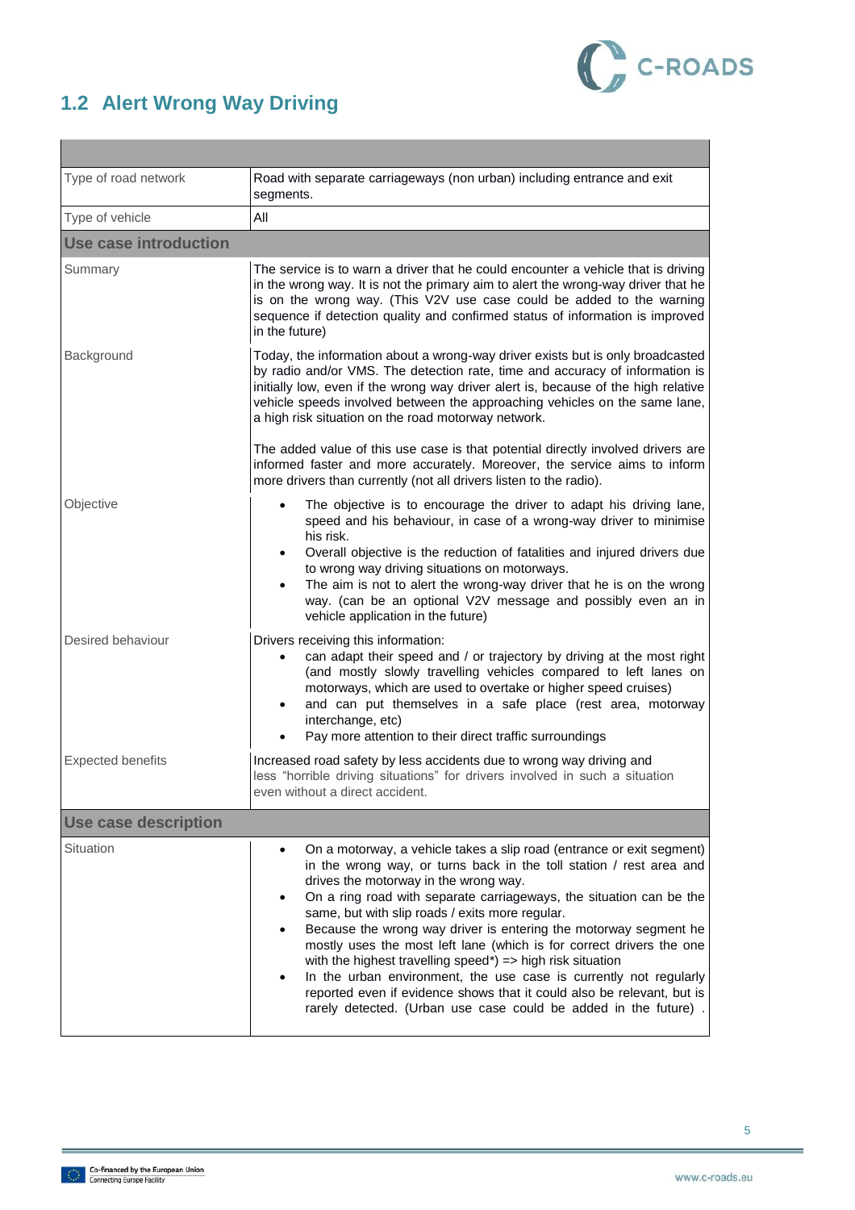## 1.2 Alert Wrong Way Driving

| | |
|---|---|
| Type of road network | Road with separate carriageways (non urban) including entrance and exit segments. |
| Type of vehicle | All |
| **Use case introduction** | |
| Summary | The service is to warn a driver that he could encounter a vehicle that is driving in the wrong way. It is not the primary aim to alert the wrong-way driver that he is on the wrong way. (This V2V use case could be added to the warning sequence if detection quality and confirmed status of information is improved in the future) |
| Background | Today, the information about a wrong-way driver exists but is only broadcasted by radio and/or VMS. The detection rate, time and accuracy of information is initially low, even if the wrong way driver alert is, because of the high relative vehicle speeds involved between the approaching vehicles on the same lane, a high risk situation on the road motorway network.<br><br>The added value of this use case is that potential directly involved drivers are informed faster and more accurately. Moreover, the service aims to inform more drivers than currently (not all drivers listen to the radio). |
| Objective | • The objective is to encourage the driver to adapt his driving lane, speed and his behaviour, in case of a wrong-way driver to minimise his risk.<br>• Overall objective is the reduction of fatalities and injured drivers due to wrong way driving situations on motorways.<br>• The aim is not to alert the wrong-way driver that he is on the wrong way. (can be an optional V2V message and possibly even an in vehicle application in the future) |
| Desired behaviour | Drivers receiving this information:<br>• can adapt their speed and / or trajectory by driving at the most right (and mostly slowly travelling vehicles compared to left lanes on motorways, which are used to overtake or higher speed cruises)<br>• and can put themselves in a safe place (rest area, motorway interchange, etc)<br>• Pay more attention to their direct traffic surroundings |
| Expected benefits | Increased road safety by less accidents due to wrong way driving and less "horrible driving situations" for drivers involved in such a situation even without a direct accident. |
| **Use case description** | |
| Situation | • On a motorway, a vehicle takes a slip road (entrance or exit segment) in the wrong way, or turns back in the toll station / rest area and drives the motorway in the wrong way.<br>• On a ring road with separate carriageways, the situation can be the same, but with slip roads / exits more regular.<br>• Because the wrong way driver is entering the motorway segment he mostly uses the most left lane (which is for correct drivers the one with the highest travelling speed*) => high risk situation<br>• In the urban environment, the use case is currently not regularly reported even if evidence shows that it could also be relevant, but is rarely detected. (Urban use case could be added in the future) . |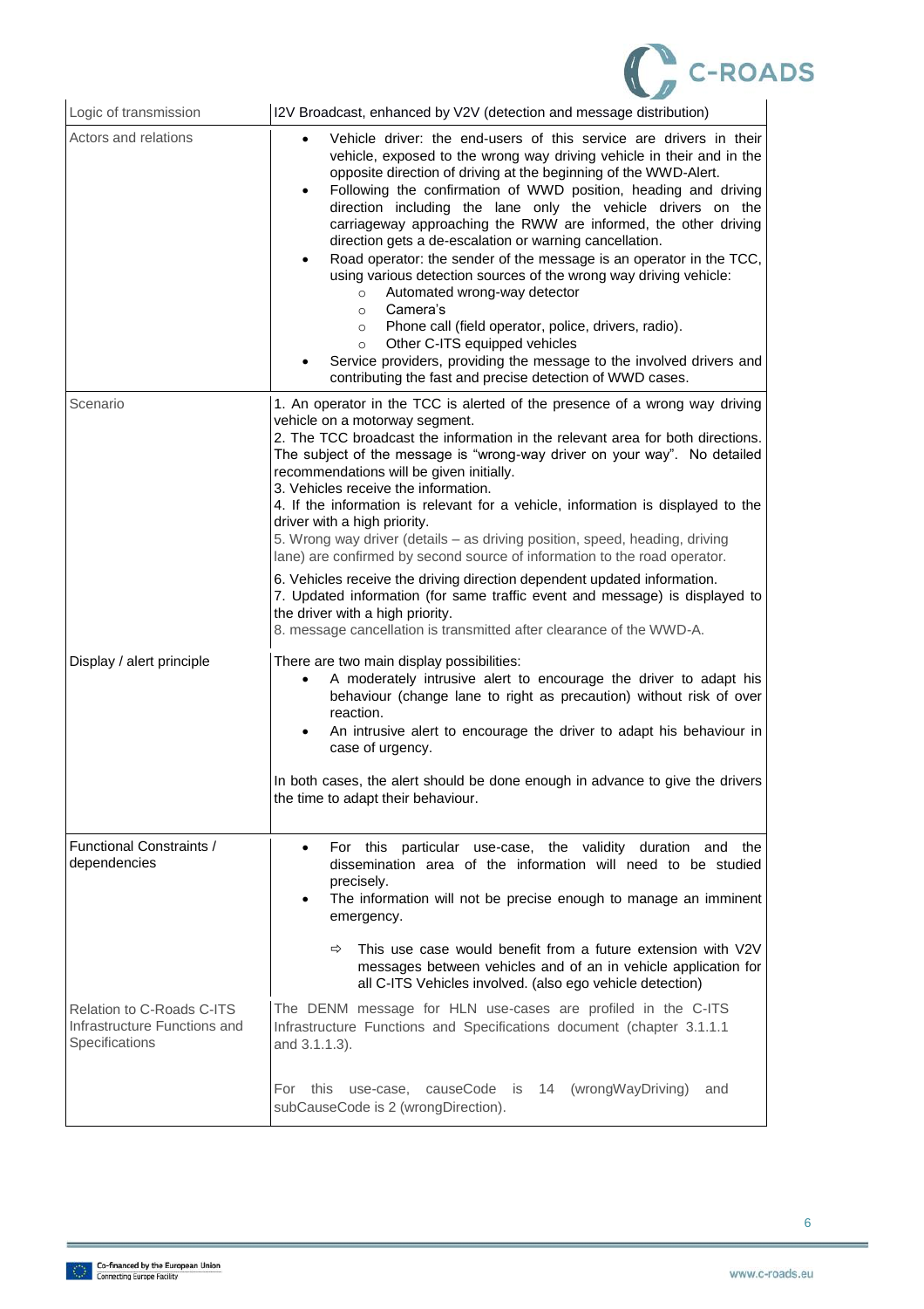| | |
|---|---|
| Logic of transmission | I2V Broadcast, enhanced by V2V (detection and message distribution) |
| Actors and relations | • Vehicle driver: the end-users of this service are drivers in their vehicle, exposed to the wrong way driving vehicle in their and in the opposite direction of driving at the beginning of the WWD-Alert.<br>• Following the confirmation of WWD position, heading and driving direction including the lane only the vehicle drivers on the carriageway approaching the RWW are informed, the other driving direction gets a de-escalation or warning cancellation.<br>• Road operator: the sender of the message is an operator in the TCC, using various detection sources of the wrong way driving vehicle:<br>  ○ Automated wrong-way detector<br>  ○ Camera's<br>  ○ Phone call (field operator, police, drivers, radio).<br>  ○ Other C-ITS equipped vehicles<br>• Service providers, providing the message to the involved drivers and contributing the fast and precise detection of WWD cases. |
| Scenario | 1. An operator in the TCC is alerted of the presence of a wrong way driving vehicle on a motorway segment.<br>2. The TCC broadcast the information in the relevant area for both directions. The subject of the message is "wrong-way driver on your way". No detailed recommendations will be given initially.<br>3. Vehicles receive the information.<br>4. If the information is relevant for a vehicle, information is displayed to the driver with a high priority.<br>5. Wrong way driver (details – as driving position, speed, heading, driving lane) are confirmed by second source of information to the road operator.<br>6. Vehicles receive the driving direction dependent updated information.<br>7. Updated information (for same traffic event and message) is displayed to the driver with a high priority.<br>8. message cancellation is transmitted after clearance of the WWD-A. |
| Display / alert principle | There are two main display possibilities:<br>• A moderately intrusive alert to encourage the driver to adapt his behaviour (change lane to right as precaution) without risk of over reaction.<br>• An intrusive alert to encourage the driver to adapt his behaviour in case of urgency.<br><br>In both cases, the alert should be done enough in advance to give the drivers the time to adapt their behaviour. |
| Functional Constraints / dependencies | • For this particular use-case, the validity duration and the dissemination area of the information will need to be studied precisely.<br>• The information will not be precise enough to manage an imminent emergency.<br><br>⇨ This use case would benefit from a future extension with V2V messages between vehicles and of an in vehicle application for all C-ITS Vehicles involved. (also ego vehicle detection) |
| Relation to C-Roads C-ITS Infrastructure Functions and Specifications | The DENM message for HLN use-cases are profiled in the C-ITS Infrastructure Functions and Specifications document (chapter 3.1.1.1 and 3.1.1.3).<br><br>For this use-case, causeCode is 14 (wrongWayDriving) and subCauseCode is 2 (wrongDirection). |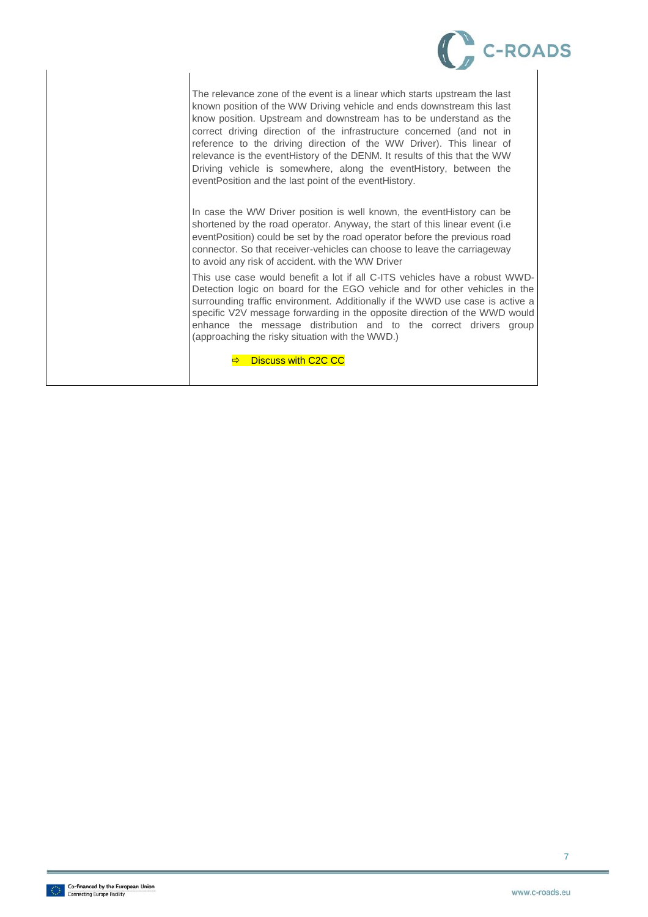| | |
|---|---|
| | The relevance zone of the event is a linear which starts upstream the last known position of the WW Driving vehicle and ends downstream this last know position. Upstream and downstream has to be understand as the correct driving direction of the infrastructure concerned (and not in reference to the driving direction of the WW Driver). This linear of relevance is the eventHistory of the DENM. It results of this that the WW Driving vehicle is somewhere, along the eventHistory, between the eventPosition and the last point of the eventHistory.<br><br>In case the WW Driver position is well known, the eventHistory can be shortened by the road operator. Anyway, the start of this linear event (i.e eventPosition) could be set by the road operator before the previous road connector. So that receiver-vehicles can choose to leave the carriageway to avoid any risk of accident. with the WW Driver<br><br>This use case would benefit a lot if all C-ITS vehicles have a robust WWD-Detection logic on board for the EGO vehicle and for other vehicles in the surrounding traffic environment. Additionally if the WWD use case is active a specific V2V message forwarding in the opposite direction of the WWD would enhance the message distribution and to the correct drivers group (approaching the risky situation with the WWD.)<br><br>⇨ Discuss with C2C CC |